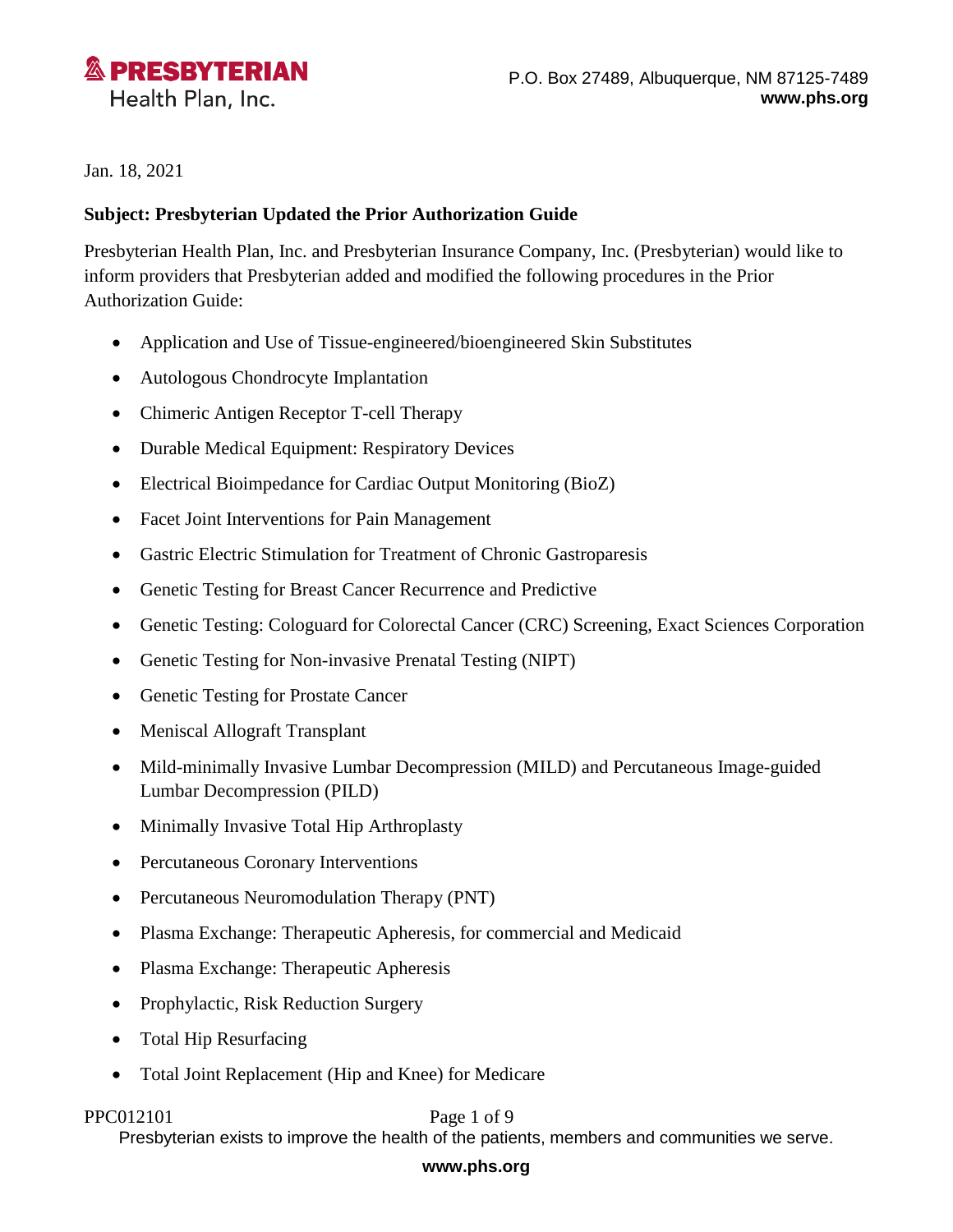**PRESBYTERIAN**
Health Plan, Inc.

P.O. Box 27489, Albuquerque, NM 87125-7489
**www.phs.org**

Jan. 18, 2021

**Subject: Presbyterian Updated the Prior Authorization Guide**

Presbyterian Health Plan, Inc. and Presbyterian Insurance Company, Inc. (Presbyterian) would like to inform providers that Presbyterian added and modified the following procedures in the Prior Authorization Guide:

- Application and Use of Tissue-engineered/bioengineered Skin Substitutes
- Autologous Chondrocyte Implantation
- Chimeric Antigen Receptor T-cell Therapy
- Durable Medical Equipment: Respiratory Devices
- Electrical Bioimpedance for Cardiac Output Monitoring (BioZ)
- Facet Joint Interventions for Pain Management
- Gastric Electric Stimulation for Treatment of Chronic Gastroparesis
- Genetic Testing for Breast Cancer Recurrence and Predictive
- Genetic Testing: Cologuard for Colorectal Cancer (CRC) Screening, Exact Sciences Corporation
- Genetic Testing for Non-invasive Prenatal Testing (NIPT)
- Genetic Testing for Prostate Cancer
- Meniscal Allograft Transplant
- Mild-minimally Invasive Lumbar Decompression (MILD) and Percutaneous Image-guided Lumbar Decompression (PILD)
- Minimally Invasive Total Hip Arthroplasty
- Percutaneous Coronary Interventions
- Percutaneous Neuromodulation Therapy (PNT)
- Plasma Exchange: Therapeutic Apheresis, for commercial and Medicaid
- Plasma Exchange: Therapeutic Apheresis
- Prophylactic, Risk Reduction Surgery
- Total Hip Resurfacing
- Total Joint Replacement (Hip and Knee) for Medicare

PPC012101

Presbyterian exists to improve the health of the patients, members and communities we serve.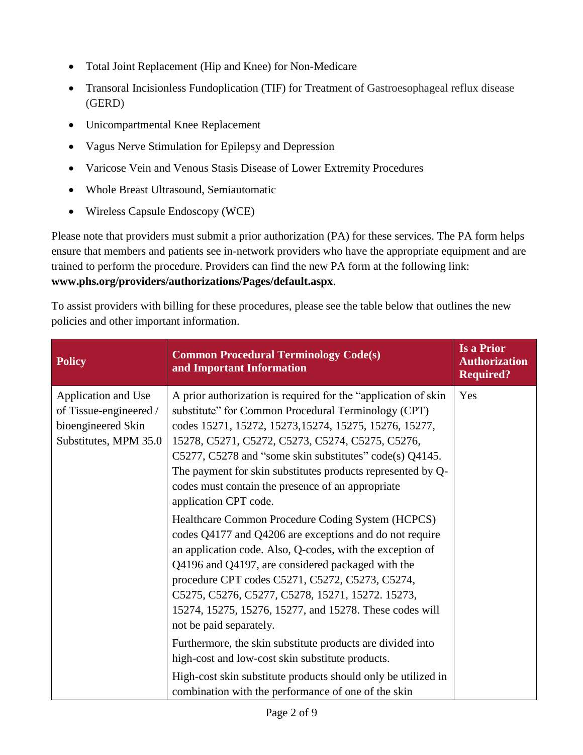- Total Joint Replacement (Hip and Knee) for Non-Medicare
- Transoral Incisionless Fundoplication (TIF) for Treatment of Gastroesophageal reflux disease (GERD)
- Unicompartmental Knee Replacement
- Vagus Nerve Stimulation for Epilepsy and Depression
- Varicose Vein and Venous Stasis Disease of Lower Extremity Procedures
- Whole Breast Ultrasound, Semiautomatic
- Wireless Capsule Endoscopy (WCE)

Please note that providers must submit a prior authorization (PA) for these services. The PA form helps ensure that members and patients see in-network providers who have the appropriate equipment and are trained to perform the procedure. Providers can find the new PA form at the following link: **www.phs.org/providers/authorizations/Pages/default.aspx**.

To assist providers with billing for these procedures, please see the table below that outlines the new policies and other important information.

| Policy | Common Procedural Terminology Code(s) and Important Information | Is a Prior Authorization Required? |
|---|---|---|
| Application and Use of Tissue-engineered / bioengineered Skin Substitutes, MPM 35.0 | A prior authorization is required for the "application of skin substitute" for Common Procedural Terminology (CPT) codes 15271, 15272, 15273,15274, 15275, 15276, 15277, 15278, C5271, C5272, C5273, C5274, C5275, C5276, C5277, C5278 and "some skin substitutes" code(s) Q4145. The payment for skin substitutes products represented by Q-codes must contain the presence of an appropriate application CPT code.<br><br>Healthcare Common Procedure Coding System (HCPCS) codes Q4177 and Q4206 are exceptions and do not require an application code. Also, Q-codes, with the exception of Q4196 and Q4197, are considered packaged with the procedure CPT codes C5271, C5272, C5273, C5274, C5275, C5276, C5277, C5278, 15271, 15272. 15273, 15274, 15275, 15276, 15277, and 15278. These codes will not be paid separately.<br><br>Furthermore, the skin substitute products are divided into high-cost and low-cost skin substitute products.<br><br>High-cost skin substitute products should only be utilized in combination with the performance of one of the skin | Yes |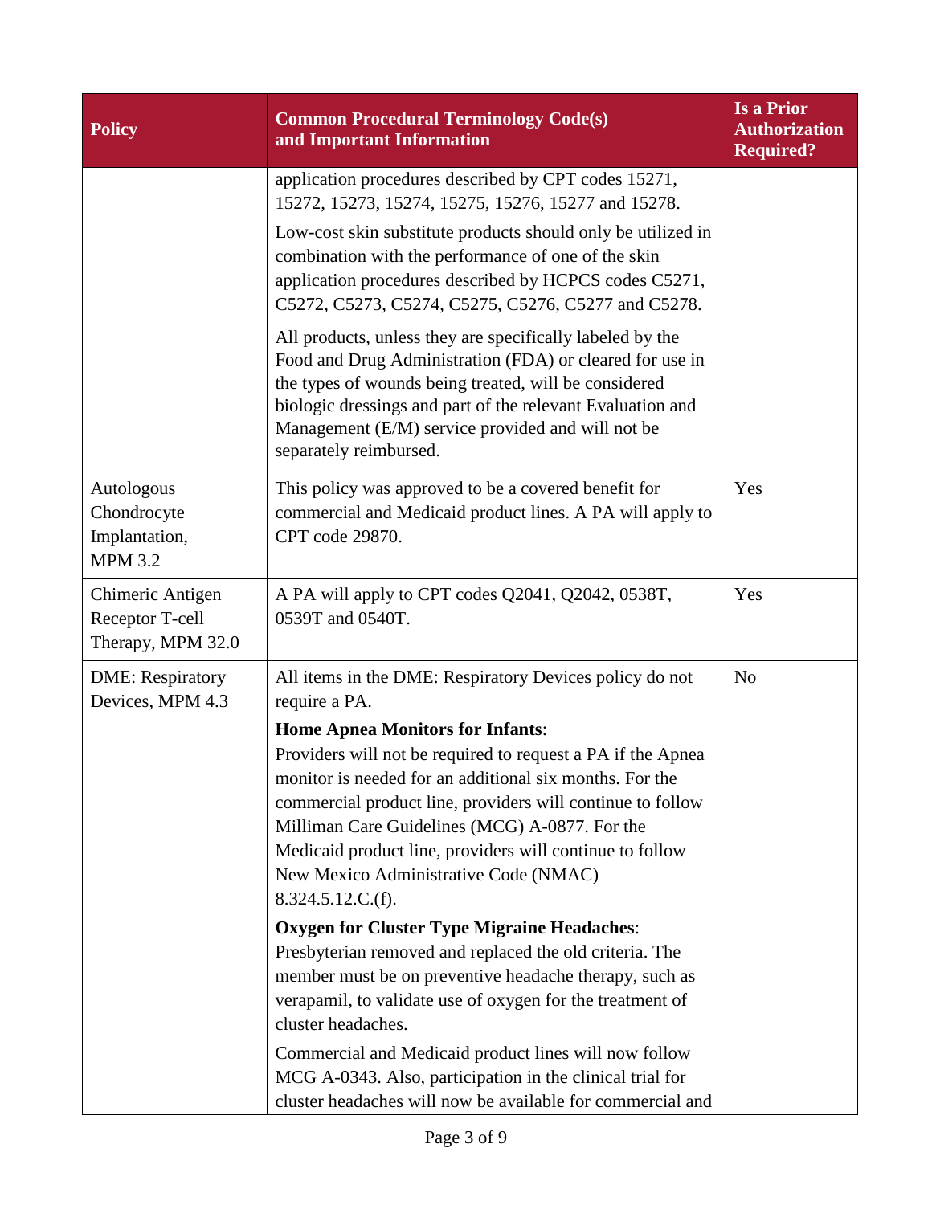| Policy | Common Procedural Terminology Code(s) and Important Information | Is a Prior Authorization Required? |
|---|---|---|
| | application procedures described by CPT codes 15271, 15272, 15273, 15274, 15275, 15276, 15277 and 15278.<br><br>Low-cost skin substitute products should only be utilized in combination with the performance of one of the skin application procedures described by HCPCS codes C5271, C5272, C5273, C5274, C5275, C5276, C5277 and C5278.<br><br>All products, unless they are specifically labeled by the Food and Drug Administration (FDA) or cleared for use in the types of wounds being treated, will be considered biologic dressings and part of the relevant Evaluation and Management (E/M) service provided and will not be separately reimbursed. | |
| Autologous Chondrocyte Implantation, MPM 3.2 | This policy was approved to be a covered benefit for commercial and Medicaid product lines. A PA will apply to CPT code 29870. | Yes |
| Chimeric Antigen Receptor T-cell Therapy, MPM 32.0 | A PA will apply to CPT codes Q2041, Q2042, 0538T, 0539T and 0540T. | Yes |
| DME: Respiratory Devices, MPM 4.3 | All items in the DME: Respiratory Devices policy do not require a PA.<br><br>**Home Apnea Monitors for Infants**:<br>Providers will not be required to request a PA if the Apnea monitor is needed for an additional six months. For the commercial product line, providers will continue to follow Milliman Care Guidelines (MCG) A-0877. For the Medicaid product line, providers will continue to follow New Mexico Administrative Code (NMAC) 8.324.5.12.C.(f).<br><br>**Oxygen for Cluster Type Migraine Headaches**:<br>Presbyterian removed and replaced the old criteria. The member must be on preventive headache therapy, such as verapamil, to validate use of oxygen for the treatment of cluster headaches.<br><br>Commercial and Medicaid product lines will now follow MCG A-0343. Also, participation in the clinical trial for cluster headaches will now be available for commercial and | No |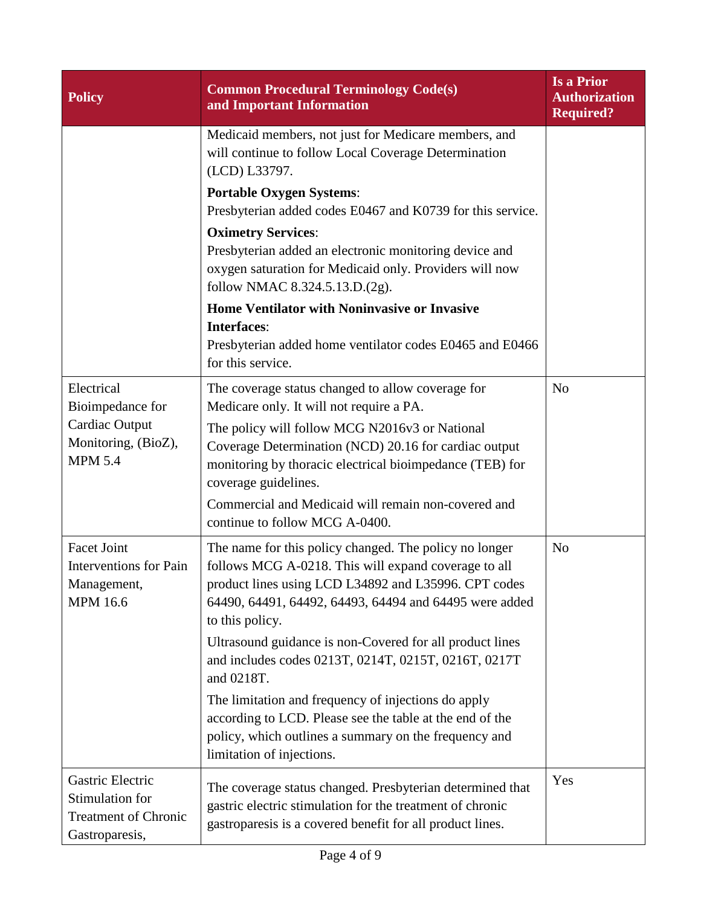| Policy | Common Procedural Terminology Code(s) and Important Information | Is a Prior Authorization Required? |
|---|---|---|
| | Medicaid members, not just for Medicare members, and will continue to follow Local Coverage Determination (LCD) L33797.<br><br>**Portable Oxygen Systems**:<br>Presbyterian added codes E0467 and K0739 for this service.<br><br>**Oximetry Services**:<br>Presbyterian added an electronic monitoring device and oxygen saturation for Medicaid only. Providers will now follow NMAC 8.324.5.13.D.(2g).<br><br>**Home Ventilator with Noninvasive or Invasive Interfaces**:<br>Presbyterian added home ventilator codes E0465 and E0466 for this service. | |
| Electrical Bioimpedance for Cardiac Output Monitoring, (BioZ), MPM 5.4 | The coverage status changed to allow coverage for Medicare only. It will not require a PA.<br><br>The policy will follow MCG N2016v3 or National Coverage Determination (NCD) 20.16 for cardiac output monitoring by thoracic electrical bioimpedance (TEB) for coverage guidelines.<br><br>Commercial and Medicaid will remain non-covered and continue to follow MCG A-0400. | No |
| Facet Joint Interventions for Pain Management, MPM 16.6 | The name for this policy changed. The policy no longer follows MCG A-0218. This will expand coverage to all product lines using LCD L34892 and L35996. CPT codes 64490, 64491, 64492, 64493, 64494 and 64495 were added to this policy.<br><br>Ultrasound guidance is non-Covered for all product lines and includes codes 0213T, 0214T, 0215T, 0216T, 0217T and 0218T.<br><br>The limitation and frequency of injections do apply according to LCD. Please see the table at the end of the policy, which outlines a summary on the frequency and limitation of injections. | No |
| Gastric Electric Stimulation for Treatment of Chronic Gastroparesis, | The coverage status changed. Presbyterian determined that gastric electric stimulation for the treatment of chronic gastroparesis is a covered benefit for all product lines. | Yes |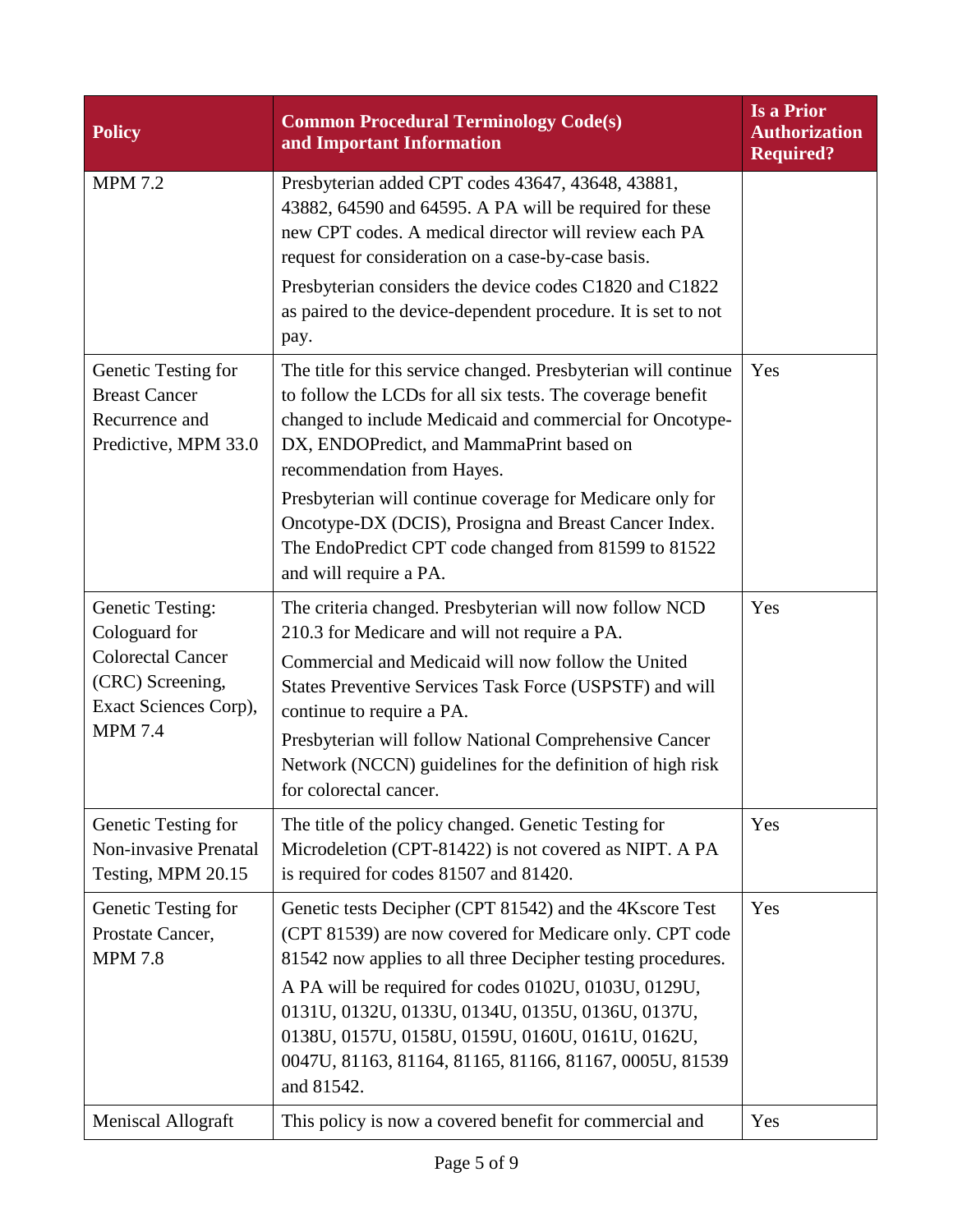| Policy | Common Procedural Terminology Code(s) and Important Information | Is a Prior Authorization Required? |
|---|---|---|
| MPM 7.2 | Presbyterian added CPT codes 43647, 43648, 43881, 43882, 64590 and 64595. A PA will be required for these new CPT codes. A medical director will review each PA request for consideration on a case-by-case basis.<br><br>Presbyterian considers the device codes C1820 and C1822 as paired to the device-dependent procedure. It is set to not pay. | |
| Genetic Testing for Breast Cancer Recurrence and Predictive, MPM 33.0 | The title for this service changed. Presbyterian will continue to follow the LCDs for all six tests. The coverage benefit changed to include Medicaid and commercial for Oncotype-DX, ENDOPredict, and MammaPrint based on recommendation from Hayes.<br><br>Presbyterian will continue coverage for Medicare only for Oncotype-DX (DCIS), Prosigna and Breast Cancer Index. The EndoPredict CPT code changed from 81599 to 81522 and will require a PA. | Yes |
| Genetic Testing: Cologuard for Colorectal Cancer (CRC) Screening, Exact Sciences Corp), MPM 7.4 | The criteria changed. Presbyterian will now follow NCD 210.3 for Medicare and will not require a PA.<br><br>Commercial and Medicaid will now follow the United States Preventive Services Task Force (USPSTF) and will continue to require a PA.<br><br>Presbyterian will follow National Comprehensive Cancer Network (NCCN) guidelines for the definition of high risk for colorectal cancer. | Yes |
| Genetic Testing for Non-invasive Prenatal Testing, MPM 20.15 | The title of the policy changed. Genetic Testing for Microdeletion (CPT-81422) is not covered as NIPT. A PA is required for codes 81507 and 81420. | Yes |
| Genetic Testing for Prostate Cancer, MPM 7.8 | Genetic tests Decipher (CPT 81542) and the 4Kscore Test (CPT 81539) are now covered for Medicare only. CPT code 81542 now applies to all three Decipher testing procedures.<br><br>A PA will be required for codes 0102U, 0103U, 0129U, 0131U, 0132U, 0133U, 0134U, 0135U, 0136U, 0137U, 0138U, 0157U, 0158U, 0159U, 0160U, 0161U, 0162U, 0047U, 81163, 81164, 81165, 81166, 81167, 0005U, 81539 and 81542. | Yes |
| Meniscal Allograft | This policy is now a covered benefit for commercial and | Yes |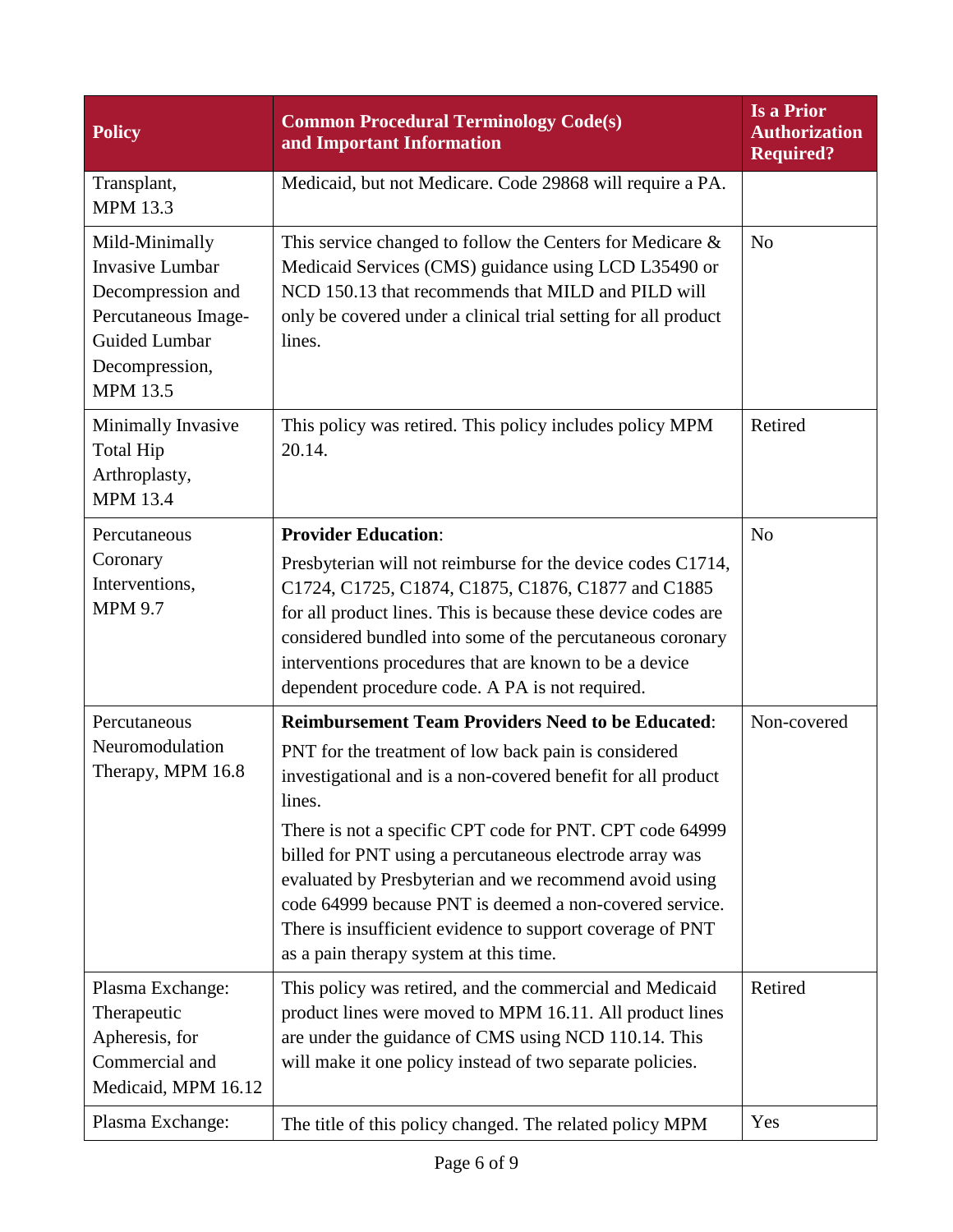| Policy | Common Procedural Terminology Code(s) and Important Information | Is a Prior Authorization Required? |
|---|---|---|
| Transplant, MPM 13.3 | Medicaid, but not Medicare. Code 29868 will require a PA. | |
| Mild-Minimally Invasive Lumbar Decompression and Percutaneous Image-Guided Lumbar Decompression, MPM 13.5 | This service changed to follow the Centers for Medicare & Medicaid Services (CMS) guidance using LCD L35490 or NCD 150.13 that recommends that MILD and PILD will only be covered under a clinical trial setting for all product lines. | No |
| Minimally Invasive Total Hip Arthroplasty, MPM 13.4 | This policy was retired. This policy includes policy MPM 20.14. | Retired |
| Percutaneous Coronary Interventions, MPM 9.7 | **Provider Education**: Presbyterian will not reimburse for the device codes C1714, C1724, C1725, C1874, C1875, C1876, C1877 and C1885 for all product lines. This is because these device codes are considered bundled into some of the percutaneous coronary interventions procedures that are known to be a device dependent procedure code. A PA is not required. | No |
| Percutaneous Neuromodulation Therapy, MPM 16.8 | **Reimbursement Team Providers Need to be Educated**: PNT for the treatment of low back pain is considered investigational and is a non-covered benefit for all product lines. There is not a specific CPT code for PNT. CPT code 64999 billed for PNT using a percutaneous electrode array was evaluated by Presbyterian and we recommend avoid using code 64999 because PNT is deemed a non-covered service. There is insufficient evidence to support coverage of PNT as a pain therapy system at this time. | Non-covered |
| Plasma Exchange: Therapeutic Apheresis, for Commercial and Medicaid, MPM 16.12 | This policy was retired, and the commercial and Medicaid product lines were moved to MPM 16.11. All product lines are under the guidance of CMS using NCD 110.14. This will make it one policy instead of two separate policies. | Retired |
| Plasma Exchange: | The title of this policy changed. The related policy MPM | Yes |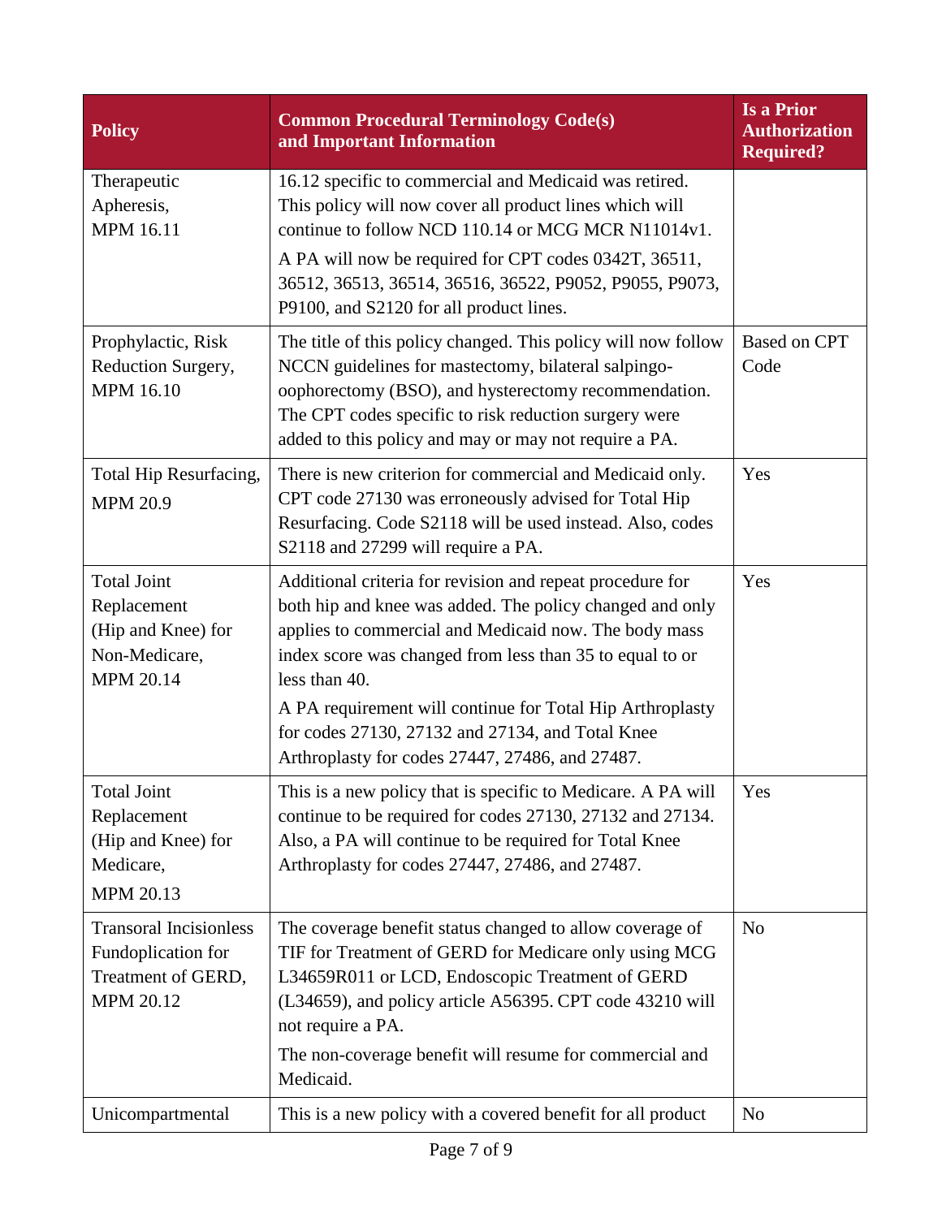| Policy | Common Procedural Terminology Code(s) and Important Information | Is a Prior Authorization Required? |
|---|---|---|
| Therapeutic Apheresis, MPM 16.11 | 16.12 specific to commercial and Medicaid was retired. This policy will now cover all product lines which will continue to follow NCD 110.14 or MCG MCR N11014v1.<br>A PA will now be required for CPT codes 0342T, 36511, 36512, 36513, 36514, 36516, 36522, P9052, P9055, P9073, P9100, and S2120 for all product lines. | |
| Prophylactic, Risk Reduction Surgery, MPM 16.10 | The title of this policy changed. This policy will now follow NCCN guidelines for mastectomy, bilateral salpingo-oophorectomy (BSO), and hysterectomy recommendation. The CPT codes specific to risk reduction surgery were added to this policy and may or may not require a PA. | Based on CPT Code |
| Total Hip Resurfacing, MPM 20.9 | There is new criterion for commercial and Medicaid only. CPT code 27130 was erroneously advised for Total Hip Resurfacing. Code S2118 will be used instead. Also, codes S2118 and 27299 will require a PA. | Yes |
| Total Joint Replacement (Hip and Knee) for Non-Medicare, MPM 20.14 | Additional criteria for revision and repeat procedure for both hip and knee was added. The policy changed and only applies to commercial and Medicaid now. The body mass index score was changed from less than 35 to equal to or less than 40.<br>A PA requirement will continue for Total Hip Arthroplasty for codes 27130, 27132 and 27134, and Total Knee Arthroplasty for codes 27447, 27486, and 27487. | Yes |
| Total Joint Replacement (Hip and Knee) for Medicare, MPM 20.13 | This is a new policy that is specific to Medicare. A PA will continue to be required for codes 27130, 27132 and 27134. Also, a PA will continue to be required for Total Knee Arthroplasty for codes 27447, 27486, and 27487. | Yes |
| Transoral Incisionless Fundoplication for Treatment of GERD, MPM 20.12 | The coverage benefit status changed to allow coverage of TIF for Treatment of GERD for Medicare only using MCG L34659R011 or LCD, Endoscopic Treatment of GERD (L34659), and policy article A56395. CPT code 43210 will not require a PA.<br>The non-coverage benefit will resume for commercial and Medicaid. | No |
| Unicompartmental | This is a new policy with a covered benefit for all product | No |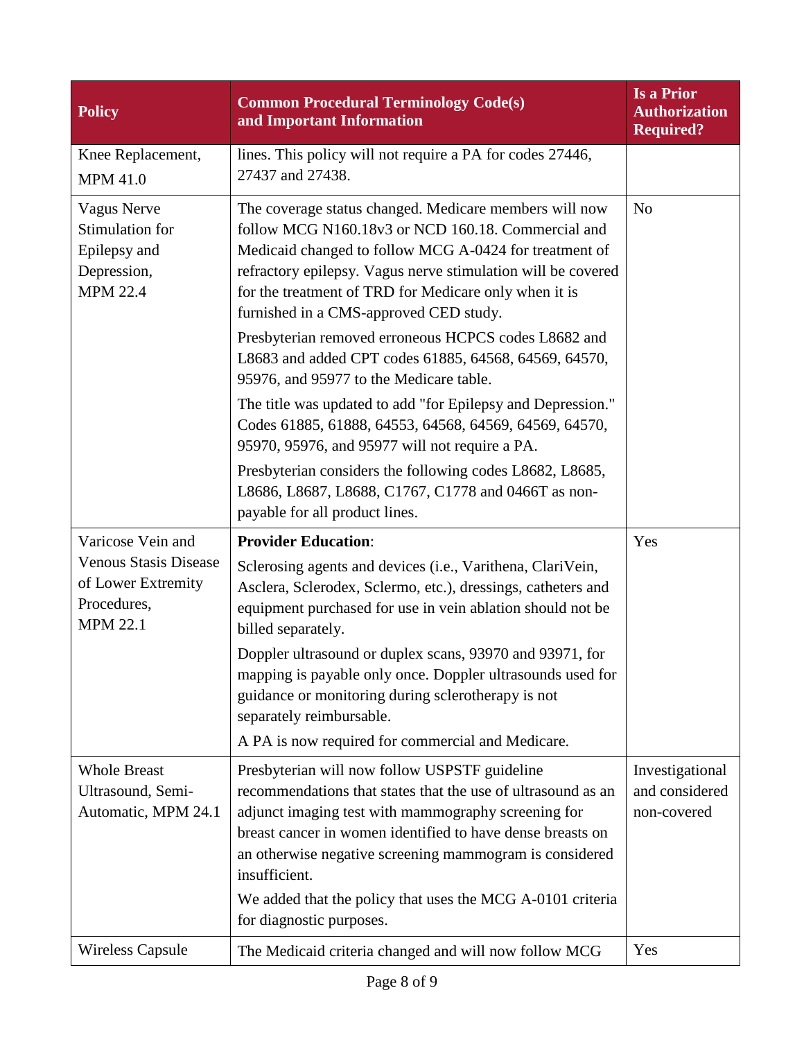| Policy | Common Procedural Terminology Code(s) and Important Information | Is a Prior Authorization Required? |
|---|---|---|
| Knee Replacement, MPM 41.0 | lines. This policy will not require a PA for codes 27446, 27437 and 27438. | |
| Vagus Nerve Stimulation for Epilepsy and Depression, MPM 22.4 | The coverage status changed. Medicare members will now follow MCG N160.18v3 or NCD 160.18. Commercial and Medicaid changed to follow MCG A-0424 for treatment of refractory epilepsy. Vagus nerve stimulation will be covered for the treatment of TRD for Medicare only when it is furnished in a CMS-approved CED study.<br><br>Presbyterian removed erroneous HCPCS codes L8682 and L8683 and added CPT codes 61885, 64568, 64569, 64570, 95976, and 95977 to the Medicare table.<br><br>The title was updated to add "for Epilepsy and Depression." Codes 61885, 61888, 64553, 64568, 64569, 64569, 64570, 95970, 95976, and 95977 will not require a PA.<br><br>Presbyterian considers the following codes L8682, L8685, L8686, L8687, L8688, C1767, C1778 and 0466T as non-payable for all product lines. | No |
| Varicose Vein and Venous Stasis Disease of Lower Extremity Procedures, MPM 22.1 | **Provider Education**:<br><br>Sclerosing agents and devices (i.e., Varithena, ClariVein, Asclera, Sclerodex, Sclermo, etc.), dressings, catheters and equipment purchased for use in vein ablation should not be billed separately.<br><br>Doppler ultrasound or duplex scans, 93970 and 93971, for mapping is payable only once. Doppler ultrasounds used for guidance or monitoring during sclerotherapy is not separately reimbursable.<br><br>A PA is now required for commercial and Medicare. | Yes |
| Whole Breast Ultrasound, Semi-Automatic, MPM 24.1 | Presbyterian will now follow USPSTF guideline recommendations that states that the use of ultrasound as an adjunct imaging test with mammography screening for breast cancer in women identified to have dense breasts on an otherwise negative screening mammogram is considered insufficient.<br><br>We added that the policy that uses the MCG A-0101 criteria for diagnostic purposes. | Investigational and considered non-covered |
| Wireless Capsule | The Medicaid criteria changed and will now follow MCG | Yes |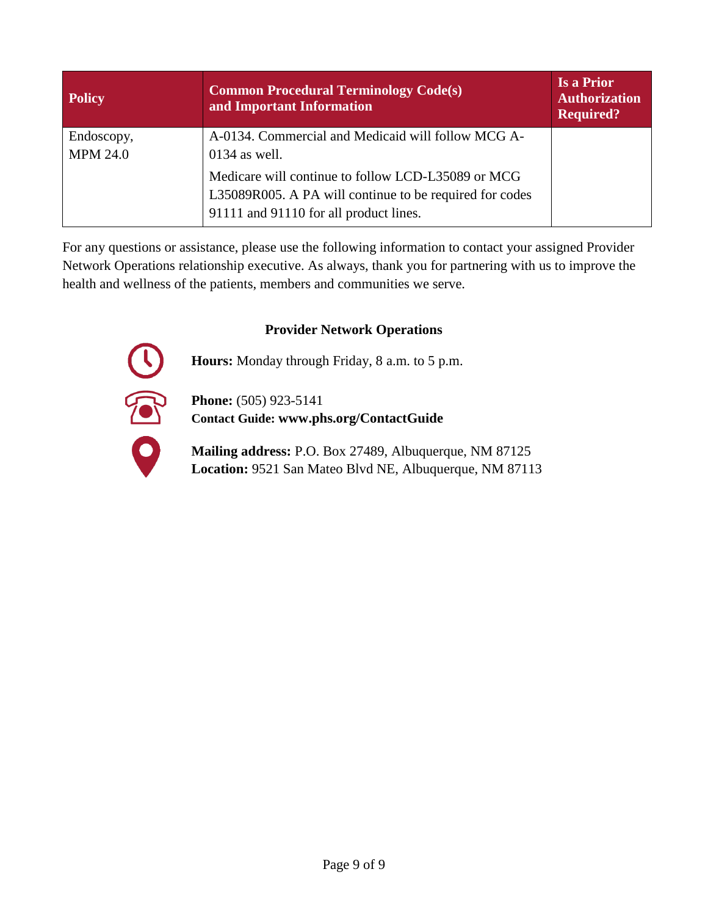| Policy | Common Procedural Terminology Code(s) and Important Information | Is a Prior Authorization Required? |
|---|---|---|
| Endoscopy, MPM 24.0 | A-0134. Commercial and Medicaid will follow MCG A-0134 as well.<br><br>Medicare will continue to follow LCD-L35089 or MCG L35089R005. A PA will continue to be required for codes 91111 and 91110 for all product lines. | |

For any questions or assistance, please use the following information to contact your assigned Provider Network Operations relationship executive. As always, thank you for partnering with us to improve the health and wellness of the patients, members and communities we serve.

**Provider Network Operations**

**Hours:** Monday through Friday, 8 a.m. to 5 p.m.

**Phone:** (505) 923-5141
**Contact Guide: www.phs.org/ContactGuide**

**Mailing address:** P.O. Box 27489, Albuquerque, NM 87125
**Location:** 9521 San Mateo Blvd NE, Albuquerque, NM 87113